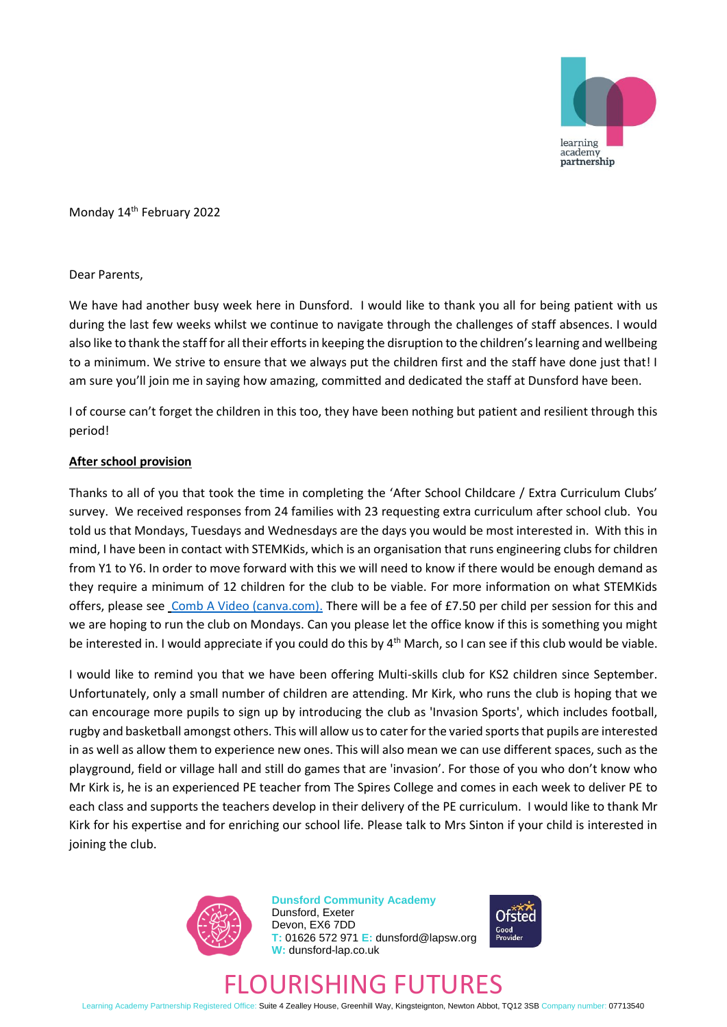Monday 14th February 2022

Dear Parents,

We have had another busy week here in Dunsford. I would like to thank you all for being patient with us during the last few weeks whilst we continue to navigate through the challenges of staff absences. I would also like to thank the staff for all their efforts in keeping the disruption to the children's learning and wellbeing to a minimum. We strive to ensure that we always put the children first and the staff have done just that! I am sure you'll join me in saying how amazing, committed and dedicated the staff at Dunsford have been.

I of course can't forget the children in this too, they have been nothing but patient and resilient through this period!

**After school provision**

Thanks to all of you that took the time in completing the 'After School Childcare / Extra Curriculum Clubs' survey. We received responses from 24 families with 23 requesting extra curriculum after school club. You told us that Mondays, Tuesdays and Wednesdays are the days you would be most interested in. With this in mind, I have been in contact with STEMKids, which is an organisation that runs engineering clubs for children from Y1 to Y6. In order to move forward with this we will need to know if there would be enough demand as they require a minimum of 12 children for the club to be viable. For more information on what STEMKids offers, please see Comb A Video (canva.com). There will be a fee of £7.50 per child per session for this and we are hoping to run the club on Mondays. Can you please let the office know if this is something you might be interested in. I would appreciate if you could do this by 4th March, so I can see if this club would be viable.

I would like to remind you that we have been offering Multi-skills club for KS2 children since September. Unfortunately, only a small number of children are attending. Mr Kirk, who runs the club is hoping that we can encourage more pupils to sign up by introducing the club as 'Invasion Sports', which includes football, rugby and basketball amongst others. This will allow us to cater for the varied sports that pupils are interested in as well as allow them to experience new ones. This will also mean we can use different spaces, such as the playground, field or village hall and still do games that are 'invasion'. For those of you who don't know who Mr Kirk is, he is an experienced PE teacher from The Spires College and comes in each week to deliver PE to each class and supports the teachers develop in their delivery of the PE curriculum. I would like to thank Mr Kirk for his expertise and for enriching our school life. Please talk to Mrs Sinton if your child is interested in joining the club.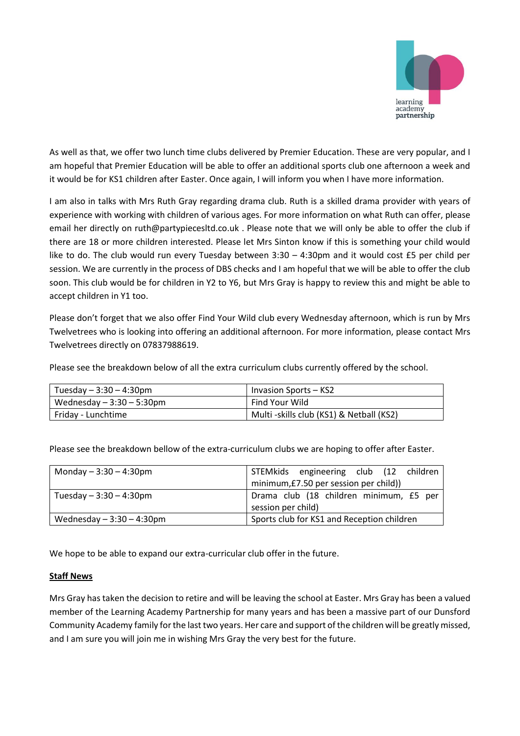As well as that, we offer two lunch time clubs delivered by Premier Education. These are very popular, and I am hopeful that Premier Education will be able to offer an additional sports club one afternoon a week and it would be for KS1 children after Easter. Once again, I will inform you when I have more information.

I am also in talks with Mrs Ruth Gray regarding drama club. Ruth is a skilled drama provider with years of experience with working with children of various ages. For more information on what Ruth can offer, please email her directly on ruth@partypiecesltd.co.uk . Please note that we will only be able to offer the club if there are 18 or more children interested. Please let Mrs Sinton know if this is something your child would like to do. The club would run every Tuesday between 3:30 – 4:30pm and it would cost £5 per child per session. We are currently in the process of DBS checks and I am hopeful that we will be able to offer the club soon. This club would be for children in Y2 to Y6, but Mrs Gray is happy to review this and might be able to accept children in Y1 too.

Please don't forget that we also offer Find Your Wild club every Wednesday afternoon, which is run by Mrs Twelvetrees who is looking into offering an additional afternoon. For more information, please contact Mrs Twelvetrees directly on 07837988619.

Please see the breakdown below of all the extra curriculum clubs currently offered by the school.

| | |
|---|---|
| Tuesday – 3:30 – 4:30pm | Invasion Sports – KS2 |
| Wednesday – 3:30 – 5:30pm | Find Your Wild |
| Friday - Lunchtime | Multi -skills club (KS1) & Netball (KS2) |

Please see the breakdown bellow of the extra-curriculum clubs we are hoping to offer after Easter.

| | |
|---|---|
| Monday – 3:30 – 4:30pm | STEMkids engineering club (12 children minimum,£7.50 per session per child)) |
| Tuesday – 3:30 – 4:30pm | Drama club (18 children minimum, £5 per session per child) |
| Wednesday – 3:30 – 4:30pm | Sports club for KS1 and Reception children |

We hope to be able to expand our extra-curricular club offer in the future.

**Staff News**

Mrs Gray has taken the decision to retire and will be leaving the school at Easter. Mrs Gray has been a valued member of the Learning Academy Partnership for many years and has been a massive part of our Dunsford Community Academy family for the last two years. Her care and support of the children will be greatly missed, and I am sure you will join me in wishing Mrs Gray the very best for the future.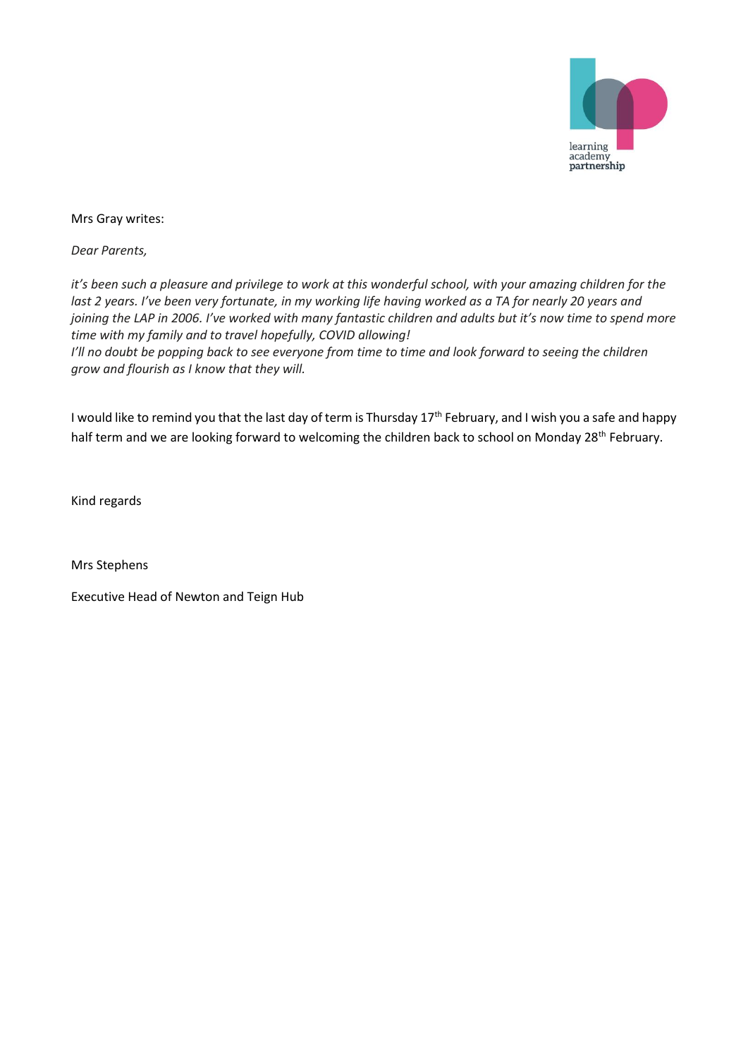learning academy partnership

Mrs Gray writes:

*Dear Parents,*

*it's been such a pleasure and privilege to work at this wonderful school, with your amazing children for the last 2 years. I've been very fortunate, in my working life having worked as a TA for nearly 20 years and joining the LAP in 2006. I've worked with many fantastic children and adults but it's now time to spend more time with my family and to travel hopefully, COVID allowing!*
*I'll no doubt be popping back to see everyone from time to time and look forward to seeing the children grow and flourish as I know that they will.*

I would like to remind you that the last day of term is Thursday 17th February, and I wish you a safe and happy half term and we are looking forward to welcoming the children back to school on Monday 28th February.

Kind regards

Mrs Stephens

Executive Head of Newton and Teign Hub